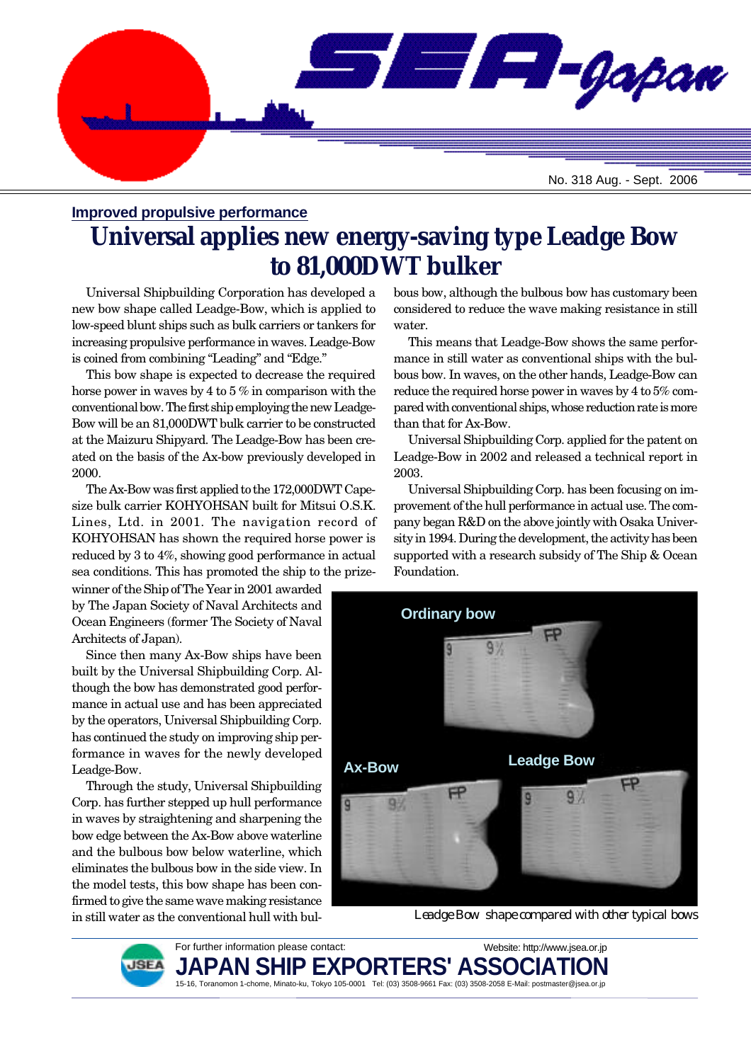No. 318 Aug. - Sept. 2006

## Improved propulsive performance

# Universal applies new energy-saving type Leadge Bow to 81,000DWT bulker

Universal Shipbuilding Corporation has developed a new bow shape called Leadge-Bow, which is applied to low-speed blunt ships such as bulk carriers or tankers for increasing propulsive performance in waves. Leadge-Bow is coined from combining "Leading" and "Edge."

This bow shape is expected to decrease the required horse power in waves by 4 to 5 % in comparison with the conventional bow. The first ship employing the new Leadge-Bow will be an 81,000DWT bulk carrier to be constructed at the Maizuru Shipyard. The Leadge-Bow has been created on the basis of the Ax-bow previously developed in 2000.

The Ax-Bow was first applied to the 172,000DWT Capesize bulk carrier KOHYOHSAN built for Mitsui O.S.K. Lines, Ltd. in 2001. The navigation record of KOHYOHSAN has shown the required horse power is reduced by 3 to 4%, showing good performance in actual sea conditions. This has promoted the ship to the prize-winner of the Ship of The Year in 2001 awarded by The Japan Society of Naval Architects and Ocean Engineers (former The Society of Naval Architects of Japan).

Since then many Ax-Bow ships have been built by the Universal Shipbuilding Corp. Although the bow has demonstrated good performance in actual use and has been appreciated by the operators, Universal Shipbuilding Corp. has continued the study on improving ship performance in waves for the newly developed Leadge-Bow.

Through the study, Universal Shipbuilding Corp. has further stepped up hull performance in waves by straightening and sharpening the bow edge between the Ax-Bow above waterline and the bulbous bow below waterline, which eliminates the bulbous bow in the side view. In the model tests, this bow shape has been confirmed to give the same wave making resistance in still water as the conventional hull with bulbous bow, although the bulbous bow has customary been considered to reduce the wave making resistance in still water.

This means that Leadge-Bow shows the same performance in still water as conventional ships with the bulbous bow. In waves, on the other hands, Leadge-Bow can reduce the required horse power in waves by 4 to 5% compared with conventional ships, whose reduction rate is more than that for Ax-Bow.

Universal Shipbuilding Corp. applied for the patent on Leadge-Bow in 2002 and released a technical report in 2003.

Universal Shipbuilding Corp. has been focusing on improvement of the hull performance in actual use. The company began R&D on the above jointly with Osaka University in 1994. During the development, the activity has been supported with a research subsidy of The Ship & Ocean Foundation.

Ordinary bow

Ax-Bow

Leadge Bow

*Leadge Bow shape compared with other typical bows*

For further information please contact:
Website: http://www.jsea.or.jp

**JAPAN SHIP EXPORTERS' ASSOCIATION**

15-16, Toranomon 1-chome, Minato-ku, Tokyo 105-0001 Tel: (03) 3508-9661 Fax: (03) 3508-2058 E-Mail: postmaster@jsea.or.jp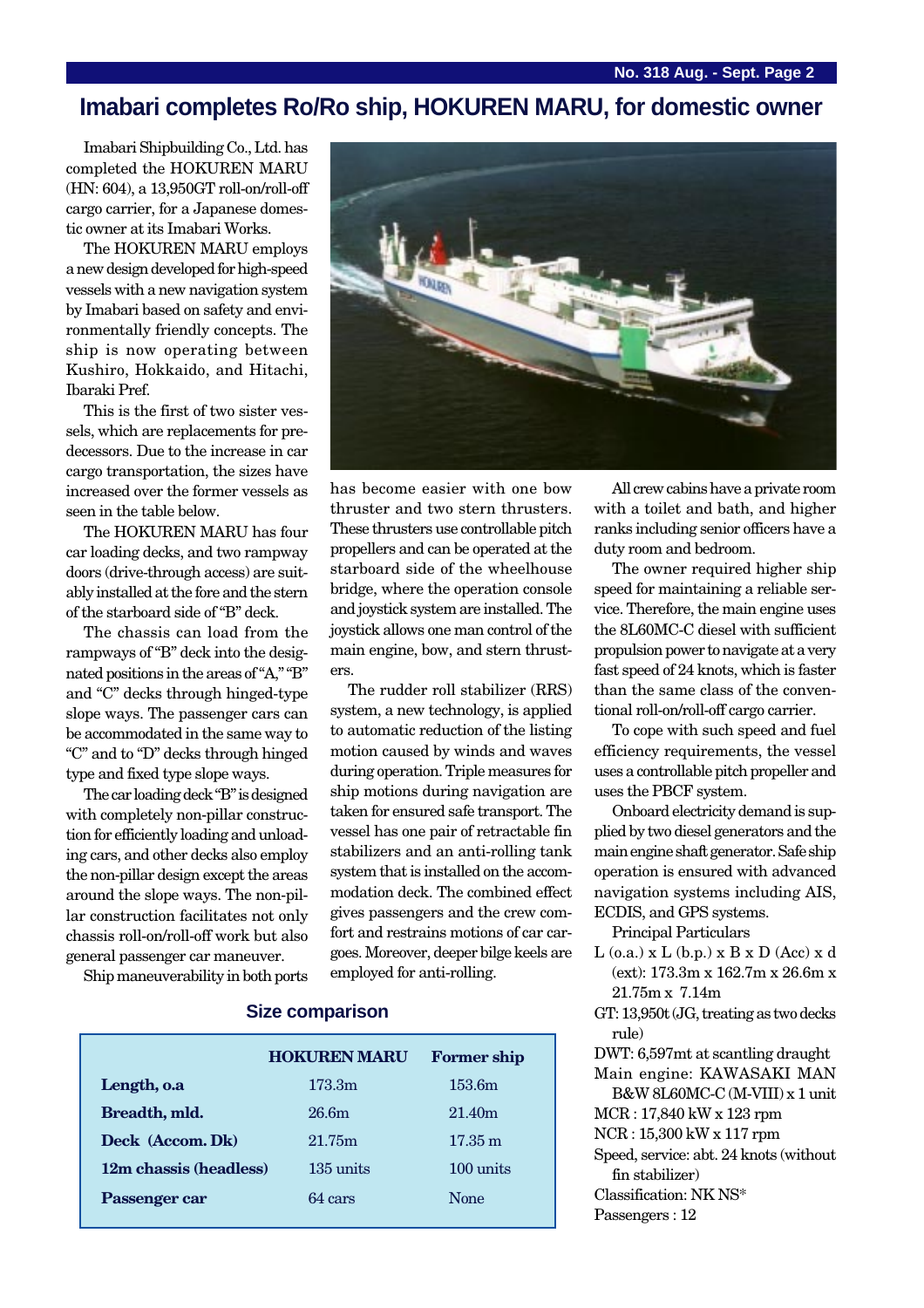# Imabari completes Ro/Ro ship, HOKUREN MARU, for domestic owner

Imabari Shipbuilding Co., Ltd. has completed the HOKUREN MARU (HN: 604), a 13,950GT roll-on/roll-off cargo carrier, for a Japanese domestic owner at its Imabari Works.

The HOKUREN MARU employs a new design developed for high-speed vessels with a new navigation system by Imabari based on safety and environmentally friendly concepts. The ship is now operating between Kushiro, Hokkaido, and Hitachi, Ibaraki Pref.

This is the first of two sister vessels, which are replacements for predecessors. Due to the increase in car cargo transportation, the sizes have increased over the former vessels as seen in the table below.

The HOKUREN MARU has four car loading decks, and two rampway doors (drive-through access) are suitably installed at the fore and the stern of the starboard side of "B" deck.

The chassis can load from the rampways of "B" deck into the designated positions in the areas of "A," "B" and "C" decks through hinged-type slope ways. The passenger cars can be accommodated in the same way to "C" and to "D" decks through hinged type and fixed type slope ways.

The car loading deck "B" is designed with completely non-pillar construction for efficiently loading and unloading cars, and other decks also employ the non-pillar design except the areas around the slope ways. The non-pillar construction facilitates not only chassis roll-on/roll-off work but also general passenger car maneuver.

Ship maneuverability in both ports has become easier with one bow thruster and two stern thrusters. These thrusters use controllable pitch propellers and can be operated at the starboard side of the wheelhouse bridge, where the operation console and joystick system are installed. The joystick allows one man control of the main engine, bow, and stern thrusters.

The rudder roll stabilizer (RRS) system, a new technology, is applied to automatic reduction of the listing motion caused by winds and waves during operation. Triple measures for ship motions during navigation are taken for ensured safe transport. The vessel has one pair of retractable fin stabilizers and an anti-rolling tank system that is installed on the accommodation deck. The combined effect gives passengers and the crew comfort and restrains motions of car cargoes. Moreover, deeper bilge keels are employed for anti-rolling.

All crew cabins have a private room with a toilet and bath, and higher ranks including senior officers have a duty room and bedroom.

The owner required higher ship speed for maintaining a reliable service. Therefore, the main engine uses the 8L60MC-C diesel with sufficient propulsion power to navigate at a very fast speed of 24 knots, which is faster than the same class of the conventional roll-on/roll-off cargo carrier.

To cope with such speed and fuel efficiency requirements, the vessel uses a controllable pitch propeller and uses the PBCF system.

Onboard electricity demand is supplied by two diesel generators and the main engine shaft generator. Safe ship operation is ensured with advanced navigation systems including AIS, ECDIS, and GPS systems.

Principal Particulars

L (o.a.) x L (b.p.) x B x D (Acc) x d (ext): 173.3m x 162.7m x 26.6m x 21.75m x 7.14m
GT: 13,950t (JG, treating as two decks rule)
DWT: 6,597mt at scantling draught
Main engine: KAWASAKI MAN B&W 8L60MC-C (M-VIII) x 1 unit
MCR : 17,840 kW x 123 rpm
NCR : 15,300 kW x 117 rpm
Speed, service: abt. 24 knots (without fin stabilizer)
Classification: NK NS*
Passengers : 12

## Size comparison

| | HOKUREN MARU | Former ship |
|---|---|---|
| **Length, o.a** | 173.3m | 153.6m |
| **Breadth, mld.** | 26.6m | 21.40m |
| **Deck (Accom. Dk)** | 21.75m | 17.35 m |
| **12m chassis (headless)** | 135 units | 100 units |
| **Passenger car** | 64 cars | None |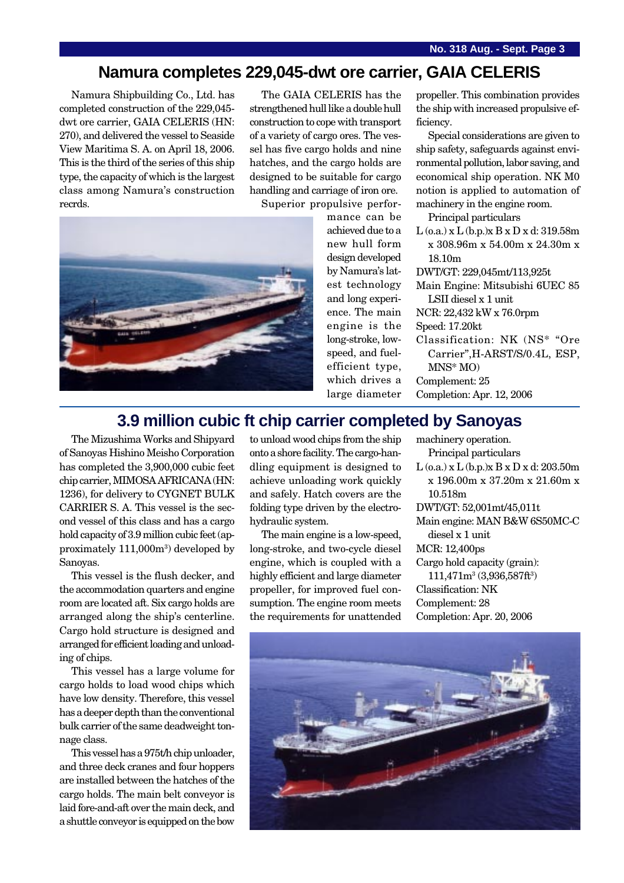## Namura completes 229,045-dwt ore carrier, GAIA CELERIS

Namura Shipbuilding Co., Ltd. has completed construction of the 229,045-dwt ore carrier, GAIA CELERIS (HN: 270), and delivered the vessel to Seaside View Maritima S. A. on April 18, 2006. This is the third of the series of this ship type, the capacity of which is the largest class among Namura's construction recrds.

The GAIA CELERIS has the strengthened hull like a double hull construction to cope with transport of a variety of cargo ores. The vessel has five cargo holds and nine hatches, and the cargo holds are designed to be suitable for cargo handling and carriage of iron ore.

Superior propulsive performance can be achieved due to a new hull form design developed by Namura's latest technology and long experience. The main engine is the long-stroke, low-speed, and fuel-efficient type, which drives a large diameter propeller. This combination provides the ship with increased propulsive efficiency.

Special considerations are given to ship safety, safeguards against environmental pollution, labor saving, and economical ship operation. NK M0 notion is applied to automation of machinery in the engine room.

Principal particulars

L (o.a.) x L (b.p.)x B x D x d: 319.58m x 308.96m x 54.00m x 24.30m x 18.10m
DWT/GT: 229,045mt/113,925t
Main Engine: Mitsubishi 6UEC 85 LSII diesel x 1 unit
NCR: 22,432 kW x 76.0rpm
Speed: 17.20kt
Classification: NK (NS* "Ore Carrier",H-ARST/S/0.4L, ESP, MNS* MO)
Complement: 25
Completion: Apr. 12, 2006

## 3.9 million cubic ft chip carrier completed by Sanoyas

The Mizushima Works and Shipyard of Sanoyas Hishino Meisho Corporation has completed the 3,900,000 cubic feet chip carrier, MIMOSA AFRICANA (HN: 1236), for delivery to CYGNET BULK CARRIER S. A. This vessel is the second vessel of this class and has a cargo hold capacity of 3.9 million cubic feet (approximately 111,000m$^3$) developed by Sanoyas.

This vessel is the flush decker, and the accommodation quarters and engine room are located aft. Six cargo holds are arranged along the ship's centerline. Cargo hold structure is designed and arranged for efficient loading and unloading of chips.

This vessel has a large volume for cargo holds to load wood chips which have low density. Therefore, this vessel has a deeper depth than the conventional bulk carrier of the same deadweight tonnage class.

This vessel has a 975t/h chip unloader, and three deck cranes and four hoppers are installed between the hatches of the cargo holds. The main belt conveyor is laid fore-and-aft over the main deck, and a shuttle conveyor is equipped on the bow to unload wood chips from the ship onto a shore facility. The cargo-handling equipment is designed to achieve unloading work quickly and safely. Hatch covers are the folding type driven by the electro-hydraulic system.

The main engine is a low-speed, long-stroke, and two-cycle diesel engine, which is coupled with a highly efficient and large diameter propeller, for improved fuel consumption. The engine room meets the requirements for unattended machinery operation.

Principal particulars

L (o.a.) x L (b.p.)x B x D x d: 203.50m x 196.00m x 37.20m x 21.60m x 10.518m
DWT/GT: 52,001mt/45,011t
Main engine: MAN B&W 6S50MC-C diesel x 1 unit
MCR: 12,400ps
Cargo hold capacity (grain): 111,471m$^3$ (3,936,587ft$^3$)
Classification: NK
Complement: 28
Completion: Apr. 20, 2006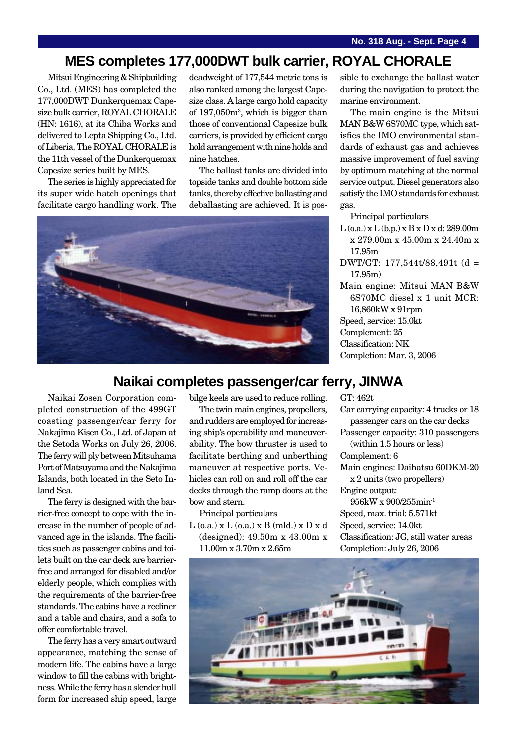## MES completes 177,000DWT bulk carrier, ROYAL CHORALE

Mitsui Engineering & Shipbuilding Co., Ltd. (MES) has completed the 177,000DWT Dunkerquemax Capesize bulk carrier, ROYAL CHORALE (HN: 1616), at its Chiba Works and delivered to Lepta Shipping Co., Ltd. of Liberia. The ROYAL CHORALE is the 11th vessel of the Dunkerquemax Capesize series built by MES.

The series is highly appreciated for its super wide hatch openings that facilitate cargo handling work. The deadweight of 177,544 metric tons is also ranked among the largest Capesize class. A large cargo hold capacity of 197,050m$^3$, which is bigger than those of conventional Capesize bulk carriers, is provided by efficient cargo hold arrangement with nine holds and nine hatches.

The ballast tanks are divided into topside tanks and double bottom side tanks, thereby effective ballasting and deballasting are achieved. It is possible to exchange the ballast water during the navigation to protect the marine environment.

The main engine is the Mitsui MAN B&W 6S70MC type, which satisfies the IMO environmental standards of exhaust gas and achieves massive improvement of fuel saving by optimum matching at the normal service output. Diesel generators also satisfy the IMO standards for exhaust gas.

Principal particulars

- L (o.a.) x L (b.p.) x B x D x d: 289.00m x 279.00m x 45.00m x 24.40m x 17.95m
- DWT/GT: 177,544t/88,491t (d = 17.95m)
- Main engine: Mitsui MAN B&W 6S70MC diesel x 1 unit MCR: 16,860kW x 91rpm
- Speed, service: 15.0kt
- Complement: 25
- Classification: NK
- Completion: Mar. 3, 2006

## Naikai completes passenger/car ferry, JINWA

Naikai Zosen Corporation completed construction of the 499GT coasting passenger/car ferry for Nakajima Kisen Co., Ltd. of Japan at the Setoda Works on July 26, 2006. The ferry will ply between Mitsuhama Port of Matsuyama and the Nakajima Islands, both located in the Seto Inland Sea.

The ferry is designed with the barrier-free concept to cope with the increase in the number of people of advanced age in the islands. The facilities such as passenger cabins and toilets built on the car deck are barrier-free and arranged for disabled and/or elderly people, which complies with the requirements of the barrier-free standards. The cabins have a recliner and a table and chairs, and a sofa to offer comfortable travel.

The ferry has a very smart outward appearance, matching the sense of modern life. The cabins have a large window to fill the cabins with brightness. While the ferry has a slender hull form for increased ship speed, large bilge keels are used to reduce rolling.

The twin main engines, propellers, and rudders are employed for increasing ship's operability and maneuverability. The bow thruster is used to facilitate berthing and unberthing maneuver at respective ports. Vehicles can roll on and roll off the car decks through the ramp doors at the bow and stern.

Principal particulars

- L (o.a.) x L (o.a.) x B (mld.) x D x d (designed): 49.50m x 43.00m x 11.00m x 3.70m x 2.65m
- GT: 462t
- Car carrying capacity: 4 trucks or 18 passenger cars on the car decks
- Passenger capacity: 310 passengers (within 1.5 hours or less)
- Complement: 6
- Main engines: Daihatsu 60DKM-20 x 2 units (two propellers)
- Engine output: 956kW x 900/255min$^{-1}$
- Speed, max. trial: 5.571kt
- Speed, service: 14.0kt
- Classification: JG, still water areas
- Completion: July 26, 2006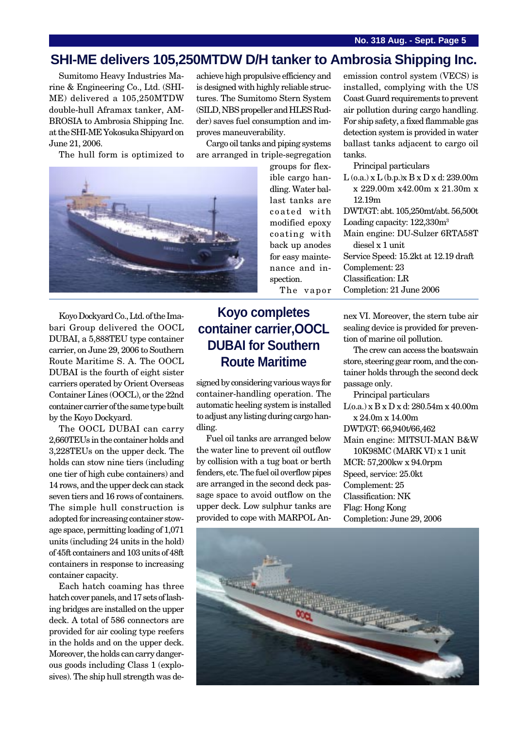# SHI-ME delivers 105,250MTDW D/H tanker to Ambrosia Shipping Inc.

Sumitomo Heavy Industries Marine & Engineering Co., Ltd. (SHI-ME) delivered a 105,250MTDW double-hull Aframax tanker, AMBROSIA to Ambrosia Shipping Inc. at the SHI-ME Yokosuka Shipyard on June 21, 2006.

The hull form is optimized to achieve high propulsive efficiency and is designed with highly reliable structures. The Sumitomo Stern System (SILD, NBS propeller and HLES Rudder) saves fuel consumption and improves maneuverability.

Cargo oil tanks and piping systems are arranged in triple-segregation groups for flexible cargo handling. Water ballast tanks are coated with modified epoxy coating with back up anodes for easy maintenance and inspection.

The vapor emission control system (VECS) is installed, complying with the US Coast Guard requirements to prevent air pollution during cargo handling. For ship safety, a fixed flammable gas detection system is provided in water ballast tanks adjacent to cargo oil tanks.

Principal particulars

L (o.a.) x L (b.p.)x B x D x d: 239.00m x 229.00m x42.00m x 21.30m x 12.19m

DWT/GT: abt. 105,250mt/abt. 56,500t

Loading capacity: 122,330m$^3$

Main engine: DU-Sulzer 6RTA58T diesel x 1 unit

Service Speed: 15.2kt at 12.19 draft

Complement: 23

Classification: LR

Completion: 21 June 2006

## Koyo completes container carrier,OOCL DUBAI for Southern Route Maritime

Koyo Dockyard Co., Ltd. of the Imabari Group delivered the OOCL DUBAI, a 5,888TEU type container carrier, on June 29, 2006 to Southern Route Maritime S. A. The OOCL DUBAI is the fourth of eight sister carriers operated by Orient Overseas Container Lines (OOCL), or the 22nd container carrier of the same type built by the Koyo Dockyard.

The OOCL DUBAI can carry 2,660TEUs in the container holds and 3,228TEUs on the upper deck. The holds can stow nine tiers (including one tier of high cube containers) and 14 rows, and the upper deck can stack seven tiers and 16 rows of containers. The simple hull construction is adopted for increasing container stowage space, permitting loading of 1,071 units (including 24 units in the hold) of 45ft containers and 103 units of 48ft containers in response to increasing container capacity.

Each hatch coaming has three hatch cover panels, and 17 sets of lashing bridges are installed on the upper deck. A total of 586 connectors are provided for air cooling type reefers in the holds and on the upper deck. Moreover, the holds can carry dangerous goods including Class 1 (explosives). The ship hull strength was designed by considering various ways for container-handling operation. The automatic heeling system is installed to adjust any listing during cargo handling.

Fuel oil tanks are arranged below the water line to prevent oil outflow by collision with a tug boat or berth fenders, etc. The fuel oil overflow pipes are arranged in the second deck passage space to avoid outflow on the upper deck. Low sulphur tanks are provided to cope with MARPOL Annex VI. Moreover, the stern tube air sealing device is provided for prevention of marine oil pollution.

The crew can access the boatswain store, steering gear room, and the container holds through the second deck passage only.

Principal particulars

L(o.a.) x B x D x d: 280.54m x 40.00m x 24.0m x 14.00m

DWT/GT: 66,940t/66,462

Main engine: MITSUI-MAN B&W 10K98MC (MARK VI) x 1 unit

MCR: 57,200kw x 94.0rpm

Speed, service: 25.0kt

Complement: 25

Classification: NK

Flag: Hong Kong

Completion: June 29, 2006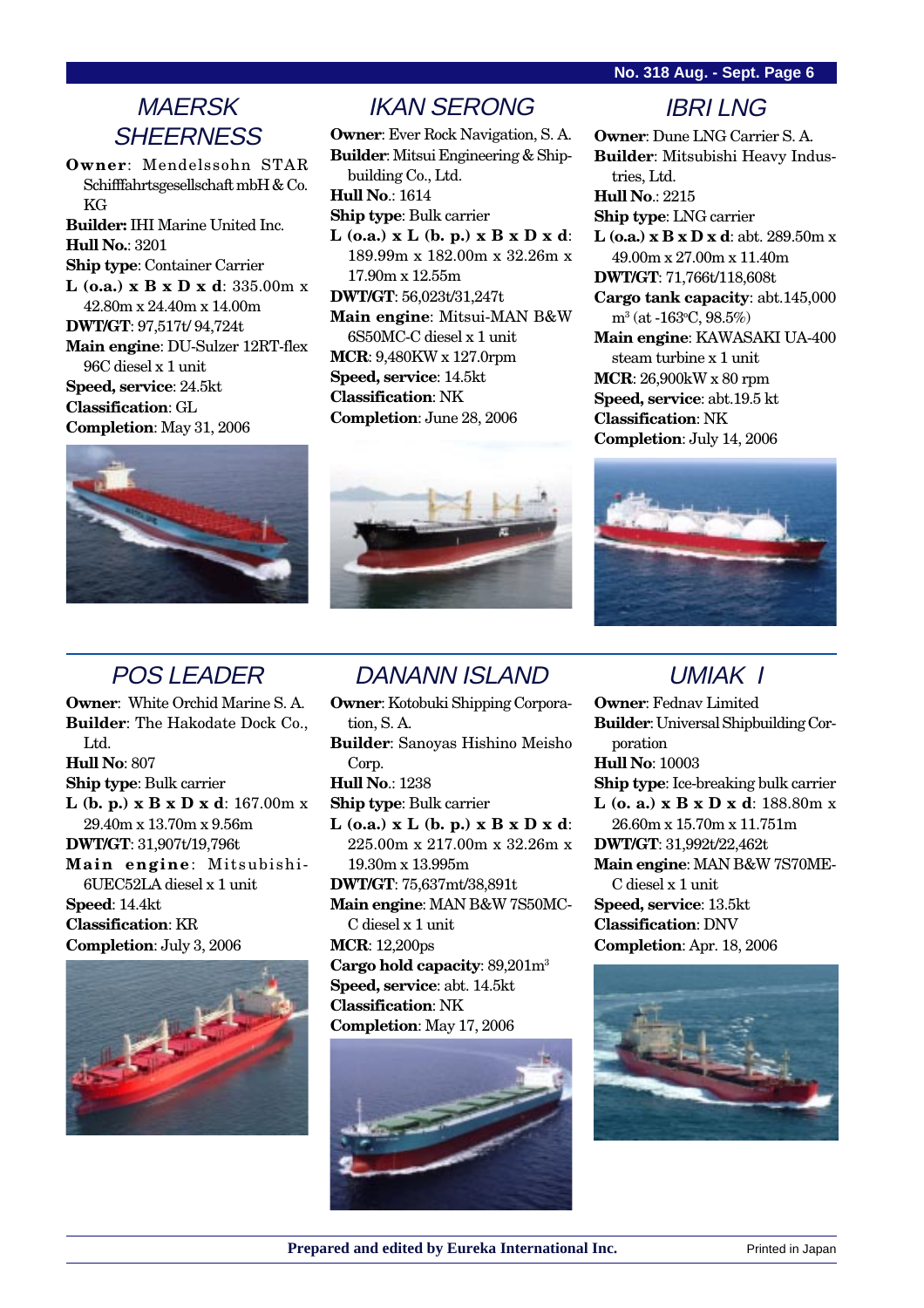## MAERSK SHEERNESS

**Owner**: Mendelssohn STAR Schifffahrtsgesellschaft mbH & Co. KG
**Builder:** IHI Marine United Inc.
**Hull No.**: 3201
**Ship type**: Container Carrier
**L (o.a.) x B x D x d**: 335.00m x 42.80m x 24.40m x 14.00m
**DWT/GT**: 97,517t/ 94,724t
**Main engine**: DU-Sulzer 12RT-flex 96C diesel x 1 unit
**Speed, service**: 24.5kt
**Classification**: GL
**Completion**: May 31, 2006

## IKAN SERONG

**Owner**: Ever Rock Navigation, S. A.
**Builder**: Mitsui Engineering & Shipbuilding Co., Ltd.
**Hull No.**: 1614
**Ship type**: Bulk carrier
**L (o.a.) x L (b. p.) x B x D x d**: 189.99m x 182.00m x 32.26m x 17.90m x 12.55m
**DWT/GT**: 56,023t/31,247t
**Main engine**: Mitsui-MAN B&W 6S50MC-C diesel x 1 unit
**MCR**: 9,480KW x 127.0rpm
**Speed, service**: 14.5kt
**Classification**: NK
**Completion**: June 28, 2006

## IBRI LNG

**Owner**: Dune LNG Carrier S. A.
**Builder**: Mitsubishi Heavy Industries, Ltd.
**Hull No.**: 2215
**Ship type**: LNG carrier
**L (o.a.) x B x D x d**: abt. 289.50m x 49.00m x 27.00m x 11.40m
**DWT/GT**: 71,766t/118,608t
**Cargo tank capacity**: abt.145,000 $m^3$ (at -163°C, 98.5%)
**Main engine**: KAWASAKI UA-400 steam turbine x 1 unit
**MCR**: 26,900kW x 80 rpm
**Speed, service**: abt.19.5 kt
**Classification**: NK
**Completion**: July 14, 2006

## POS LEADER

**Owner**: White Orchid Marine S. A.
**Builder**: The Hakodate Dock Co., Ltd.
**Hull No**: 807
**Ship type**: Bulk carrier
**L (b. p.) x B x D x d**: 167.00m x 29.40m x 13.70m x 9.56m
**DWT/GT**: 31,907t/19,796t
**Main engine**: Mitsubishi-6UEC52LA diesel x 1 unit
**Speed**: 14.4kt
**Classification**: KR
**Completion**: July 3, 2006

## DANANN ISLAND

**Owner**: Kotobuki Shipping Corporation, S. A.
**Builder**: Sanoyas Hishino Meisho Corp.
**Hull No.**: 1238
**Ship type**: Bulk carrier
**L (o.a.) x L (b. p.) x B x D x d**: 225.00m x 217.00m x 32.26m x 19.30m x 13.995m
**DWT/GT**: 75,637mt/38,891t
**Main engine**: MAN B&W 7S50MC-C diesel x 1 unit
**MCR**: 12,200ps
**Cargo hold capacity**: 89,201$m^3$
**Speed, service**: abt. 14.5kt
**Classification**: NK
**Completion**: May 17, 2006

## UMIAK I

**Owner**: Fednav Limited
**Builder**: Universal Shipbuilding Corporation
**Hull No**: 10003
**Ship type**: Ice-breaking bulk carrier
**L (o. a.) x B x D x d**: 188.80m x 26.60m x 15.70m x 11.751m
**DWT/GT**: 31,992t/22,462t
**Main engine**: MAN B&W 7S70ME-C diesel x 1 unit
**Speed, service**: 13.5kt
**Classification**: DNV
**Completion**: Apr. 18, 2006

**Prepared and edited by Eureka International Inc.**

Printed in Japan